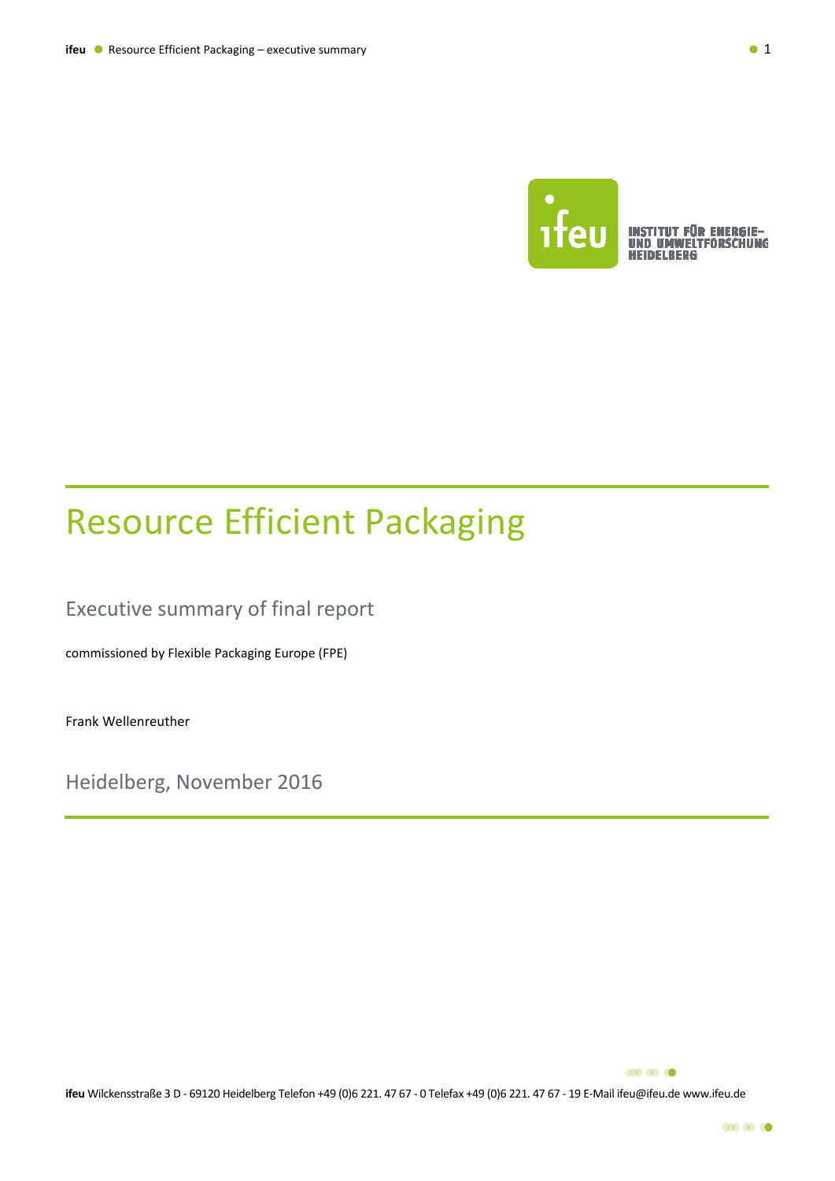INSTITUT FÜR ENERGIE- UND UMWELTFORSCHUNG HEIDELBERG

# Resource Efficient Packaging

## Executive summary of final report

commissioned by Flexible Packaging Europe (FPE)

Frank Wellenreuther

Heidelberg, November 2016

**ifeu** Wilckensstraße 3 D - 69120 Heidelberg Telefon +49 (0)6 221. 47 67 - 0 Telefax +49 (0)6 221. 47 67 - 19 E-Mail ifeu@ifeu.de www.ifeu.de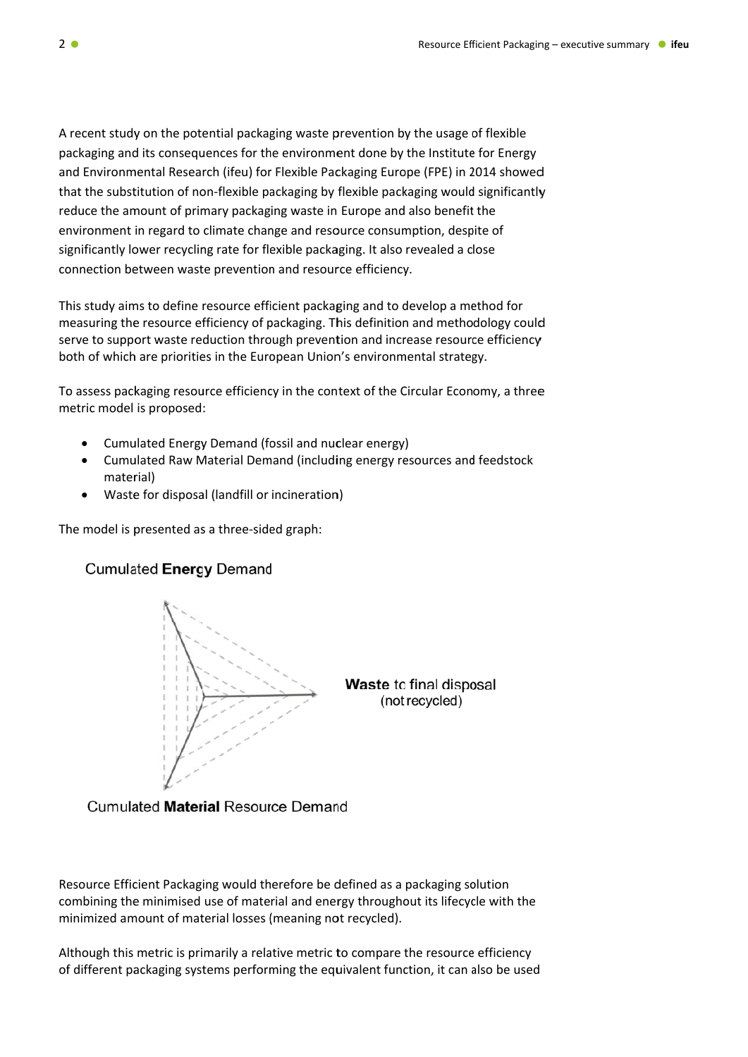A recent study on the potential packaging waste prevention by the usage of flexible packaging and its consequences for the environment done by the Institute for Energy and Environmental Research (ifeu) for Flexible Packaging Europe (FPE) in 2014 showed that the substitution of non-flexible packaging by flexible packaging would significantly reduce the amount of primary packaging waste in Europe and also benefit the environment in regard to climate change and resource consumption, despite of significantly lower recycling rate for flexible packaging. It also revealed a close connection between waste prevention and resource efficiency.

This study aims to define resource efficient packaging and to develop a method for measuring the resource efficiency of packaging. This definition and methodology could serve to support waste reduction through prevention and increase resource efficiency both of which are priorities in the European Union's environmental strategy.

To assess packaging resource efficiency in the context of the Circular Economy, a three metric model is proposed:

- Cumulated Energy Demand (fossil and nuclear energy)
- Cumulated Raw Material Demand (including energy resources and feedstock material)
- Waste for disposal (landfill or incineration)

The model is presented as a three-sided graph:

Cumulated **Energy** Demand

**Waste** to final disposal (not recycled)

Cumulated **Material** Resource Demand

Resource Efficient Packaging would therefore be defined as a packaging solution combining the minimised use of material and energy throughout its lifecycle with the minimized amount of material losses (meaning not recycled).

Although this metric is primarily a relative metric to compare the resource efficiency of different packaging systems performing the equivalent function, it can also be used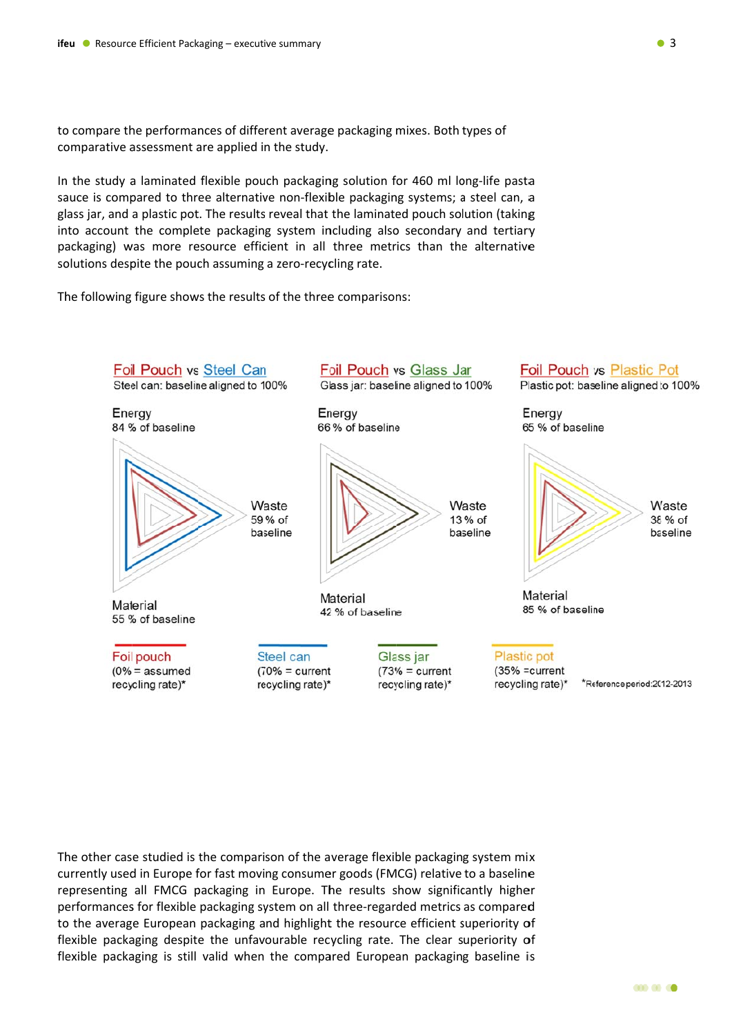to compare the performances of different average packaging mixes. Both types of comparative assessment are applied in the study.

In the study a laminated flexible pouch packaging solution for 460 ml long-life pasta sauce is compared to three alternative non-flexible packaging systems; a steel can, a glass jar, and a plastic pot. The results reveal that the laminated pouch solution (taking into account the complete packaging system including also secondary and tertiary packaging) was more resource efficient in all three metrics than the alternative solutions despite the pouch assuming a zero-recycling rate.

The following figure shows the results of the three comparisons:

Foil Pouch vs Steel Can
Steel can: baseline aligned to 100%

Energy
84 % of baseline

Waste
59 % of baseline

Material
55 % of baseline

Foil Pouch vs Glass Jar
Glass jar: baseline aligned to 100%

Energy
66 % of baseline

Waste
13 % of baseline

Material
42 % of baseline

Foil Pouch vs Plastic Pot
Plastic pot: baseline aligned to 100%

Energy
65 % of baseline

Waste
38 % of baseline

Material
85 % of baseline

Foil pouch (0% = assumed recycling rate)*
Steel can (70% = current recycling rate)*
Glass jar (73% = current recycling rate)*
Plastic pot (35% =current recycling rate)*

*Reference period: 2012-2013

The other case studied is the comparison of the average flexible packaging system mix currently used in Europe for fast moving consumer goods (FMCG) relative to a baseline representing all FMCG packaging in Europe. The results show significantly higher performances for flexible packaging system on all three-regarded metrics as compared to the average European packaging and highlight the resource efficient superiority of flexible packaging despite the unfavourable recycling rate. The clear superiority of flexible packaging is still valid when the compared European packaging baseline is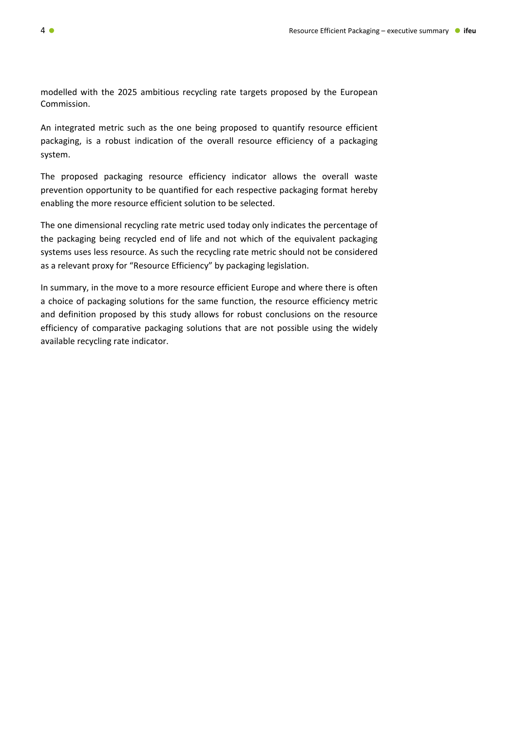modelled with the 2025 ambitious recycling rate targets proposed by the European Commission.

An integrated metric such as the one being proposed to quantify resource efficient packaging, is a robust indication of the overall resource efficiency of a packaging system.

The proposed packaging resource efficiency indicator allows the overall waste prevention opportunity to be quantified for each respective packaging format hereby enabling the more resource efficient solution to be selected.

The one dimensional recycling rate metric used today only indicates the percentage of the packaging being recycled end of life and not which of the equivalent packaging systems uses less resource. As such the recycling rate metric should not be considered as a relevant proxy for "Resource Efficiency" by packaging legislation.

In summary, in the move to a more resource efficient Europe and where there is often a choice of packaging solutions for the same function, the resource efficiency metric and definition proposed by this study allows for robust conclusions on the resource efficiency of comparative packaging solutions that are not possible using the widely available recycling rate indicator.